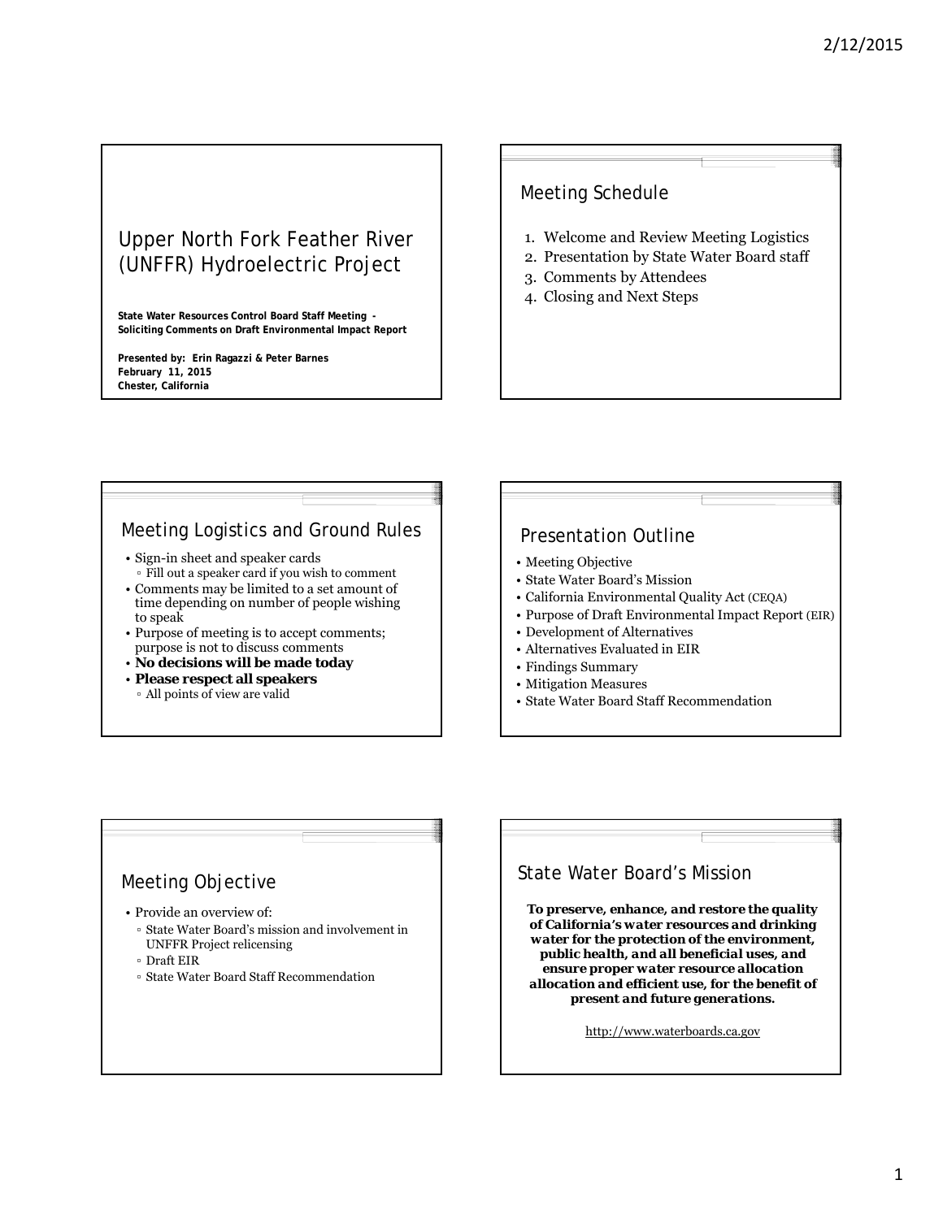# Upper North Fork Feather River (UNFFR) Hydroelectric Project

**State Water Resources Control Board Staff Meeting - Soliciting Comments on Draft Environmental Impact Report**

**Presented by: Erin Ragazzi & Peter Barnes**
**February 11, 2015**
**Chester, California**

## Meeting Schedule

1. Welcome and Review Meeting Logistics
2. Presentation by State Water Board staff
3. Comments by Attendees
4. Closing and Next Steps

## Meeting Logistics and Ground Rules

- Sign-in sheet and speaker cards
  - Fill out a speaker card if you wish to comment
- Comments may be limited to a set amount of time depending on number of people wishing to speak
- Purpose of meeting is to accept comments; purpose is not to discuss comments
- **No decisions will be made today**
- **Please respect all speakers**
  - All points of view are valid

## Presentation Outline

- Meeting Objective
- State Water Board's Mission
- California Environmental Quality Act (CEQA)
- Purpose of Draft Environmental Impact Report (EIR)
- Development of Alternatives
- Alternatives Evaluated in EIR
- Findings Summary
- Mitigation Measures
- State Water Board Staff Recommendation

## Meeting Objective

- Provide an overview of:
  - State Water Board's mission and involvement in UNFFR Project relicensing
  - Draft EIR
  - State Water Board Staff Recommendation

## State Water Board's Mission

***To preserve, enhance, and restore the quality of California's water resources and drinking water for the protection of the environment, public health, and all beneficial uses, and ensure proper water resource allocation allocation and efficient use, for the benefit of present and future generations.***

http://www.waterboards.ca.gov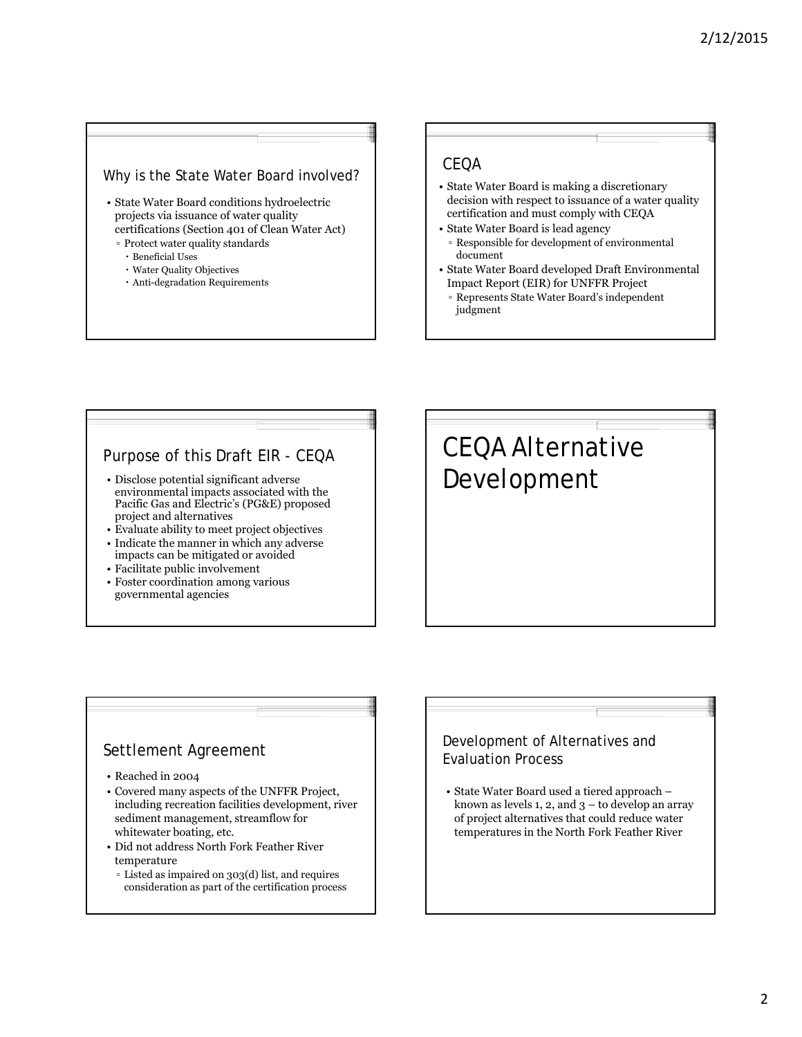## Why is the State Water Board involved?

- State Water Board conditions hydroelectric projects via issuance of water quality certifications (Section 401 of Clean Water Act)
  - Protect water quality standards
    - Beneficial Uses
    - Water Quality Objectives
    - Anti-degradation Requirements

## CEQA

- State Water Board is making a discretionary decision with respect to issuance of a water quality certification and must comply with CEQA
- State Water Board is lead agency
  - Responsible for development of environmental document
- State Water Board developed Draft Environmental Impact Report (EIR) for UNFFR Project
  - Represents State Water Board's independent judgment

## Purpose of this Draft EIR - CEQA

- Disclose potential significant adverse environmental impacts associated with the Pacific Gas and Electric's (PG&E) proposed project and alternatives
- Evaluate ability to meet project objectives
- Indicate the manner in which any adverse impacts can be mitigated or avoided
- Facilitate public involvement
- Foster coordination among various governmental agencies

# CEQA Alternative Development

## Settlement Agreement

- Reached in 2004
- Covered many aspects of the UNFFR Project, including recreation facilities development, river sediment management, streamflow for whitewater boating, etc.
- Did not address North Fork Feather River temperature
  - Listed as impaired on 303(d) list, and requires consideration as part of the certification process

## Development of Alternatives and Evaluation Process

- State Water Board used a tiered approach – known as levels 1, 2, and 3 – to develop an array of project alternatives that could reduce water temperatures in the North Fork Feather River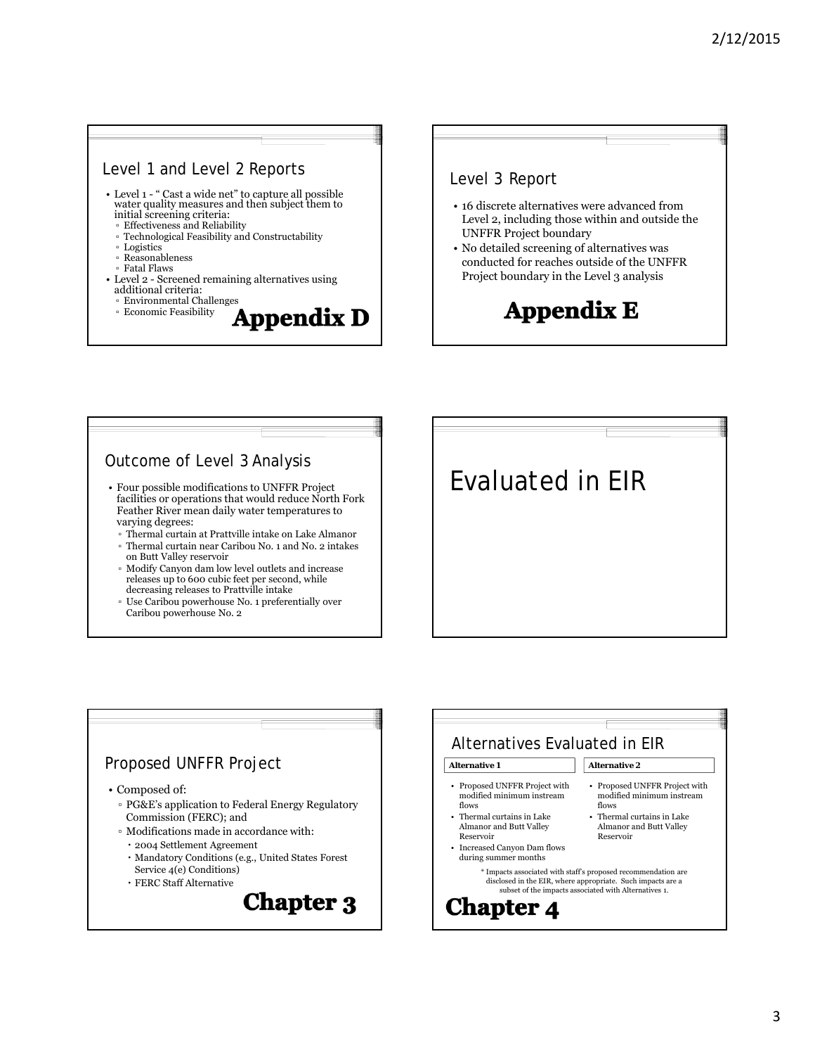## Level 1 and Level 2 Reports

- Level 1 - " Cast a wide net" to capture all possible water quality measures and then subject them to initial screening criteria:
  - Effectiveness and Reliability
  - Technological Feasibility and Constructability
  - Logistics
  - Reasonableness
  - Fatal Flaws
- Level 2 - Screened remaining alternatives using additional criteria:
  - Environmental Challenges
  - Economic Feasibility

**Appendix D**

## Level 3 Report

- 16 discrete alternatives were advanced from Level 2, including those within and outside the UNFFR Project boundary
- No detailed screening of alternatives was conducted for reaches outside of the UNFFR Project boundary in the Level 3 analysis

**Appendix E**

## Outcome of Level 3 Analysis

- Four possible modifications to UNFFR Project facilities or operations that would reduce North Fork Feather River mean daily water temperatures to varying degrees:
  - Thermal curtain at Prattville intake on Lake Almanor
  - Thermal curtain near Caribou No. 1 and No. 2 intakes on Butt Valley reservoir
  - Modify Canyon dam low level outlets and increase releases up to 600 cubic feet per second, while decreasing releases to Prattville intake
  - Use Caribou powerhouse No. 1 preferentially over Caribou powerhouse No. 2

# Evaluated in EIR

## Proposed UNFFR Project

- Composed of:
  - PG&E's application to Federal Energy Regulatory Commission (FERC); and
  - Modifications made in accordance with:
    - 2004 Settlement Agreement
    - Mandatory Conditions (e.g., United States Forest Service 4(e) Conditions)
    - FERC Staff Alternative

**Chapter 3**

## Alternatives Evaluated in EIR

**Alternative 1**

- Proposed UNFFR Project with modified minimum instream flows
- Thermal curtains in Lake Almanor and Butt Valley Reservoir
- Increased Canyon Dam flows during summer months

**Alternative 2**

- Proposed UNFFR Project with modified minimum instream flows
- Thermal curtains in Lake Almanor and Butt Valley Reservoir

* Impacts associated with staff's proposed recommendation are disclosed in the EIR, where appropriate. Such impacts are a subset of the impacts associated with Alternatives 1.

**Chapter 4**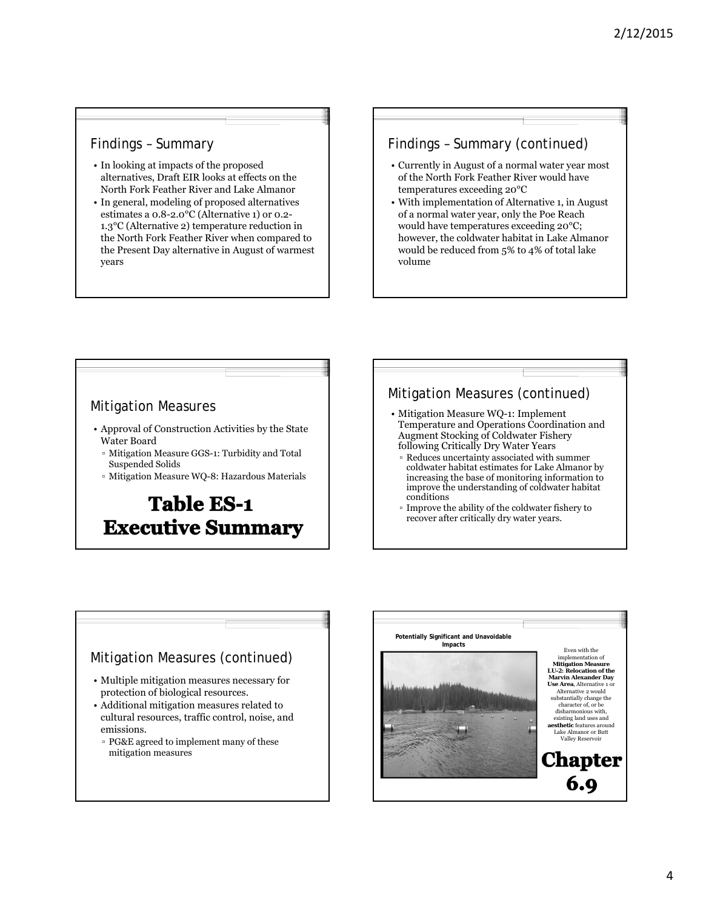## Findings – Summary

- In looking at impacts of the proposed alternatives, Draft EIR looks at effects on the North Fork Feather River and Lake Almanor
- In general, modeling of proposed alternatives estimates a 0.8-2.0°C (Alternative 1) or 0.2-1.3°C (Alternative 2) temperature reduction in the North Fork Feather River when compared to the Present Day alternative in August of warmest years

## Findings – Summary (continued)

- Currently in August of a normal water year most of the North Fork Feather River would have temperatures exceeding 20°C
- With implementation of Alternative 1, in August of a normal water year, only the Poe Reach would have temperatures exceeding 20°C; however, the coldwater habitat in Lake Almanor would be reduced from 5% to 4% of total lake volume

## Mitigation Measures

- Approval of Construction Activities by the State Water Board
  - Mitigation Measure GGS-1: Turbidity and Total Suspended Solids
  - Mitigation Measure WQ-8: Hazardous Materials

**Table ES-1 Executive Summary**

## Mitigation Measures (continued)

- Mitigation Measure WQ-1: Implement Temperature and Operations Coordination and Augment Stocking of Coldwater Fishery following Critically Dry Water Years
  - Reduces uncertainty associated with summer coldwater habitat estimates for Lake Almanor by increasing the base of monitoring information to improve the understanding of coldwater habitat conditions
  - Improve the ability of the coldwater fishery to recover after critically dry water years.

## Mitigation Measures (continued)

- Multiple mitigation measures necessary for protection of biological resources.
- Additional mitigation measures related to cultural resources, traffic control, noise, and emissions.
  - PG&E agreed to implement many of these mitigation measures

**Potentially Significant and Unavoidable Impacts**

Even with the implementation of **Mitigation Measure LU-2: Relocation of the Marvin Alexander Day Use Area**, Alternative 1 or Alternative 2 would substantially change the character of, or be disharmonious with, existing land uses and **aesthetic** features around Lake Almanor or Butt Valley Reservoir

**Chapter 6.9**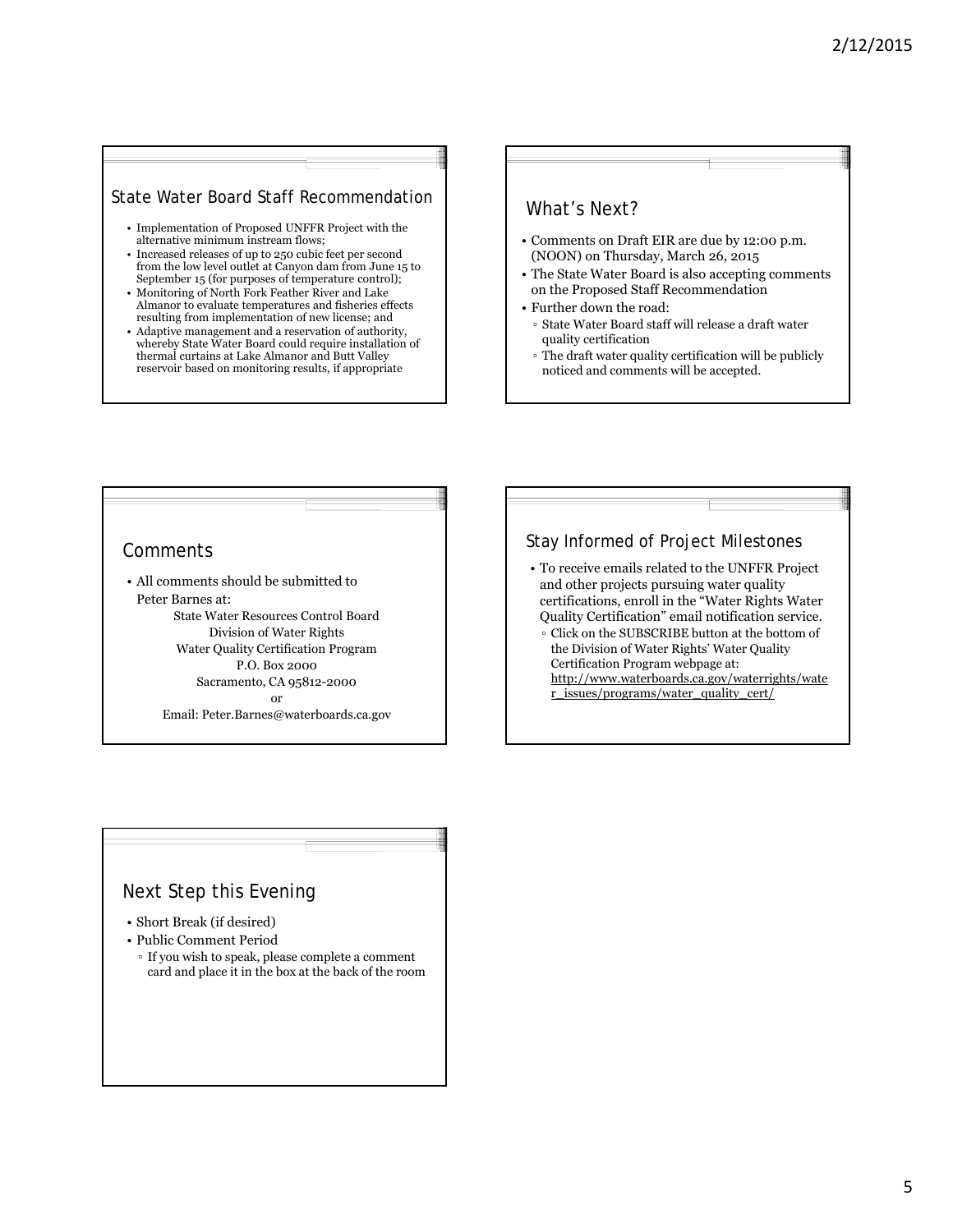## State Water Board Staff Recommendation

- Implementation of Proposed UNFFR Project with the alternative minimum instream flows;
- Increased releases of up to 250 cubic feet per second from the low level outlet at Canyon dam from June 15 to September 15 (for purposes of temperature control);
- Monitoring of North Fork Feather River and Lake Almanor to evaluate temperatures and fisheries effects resulting from implementation of new license; and
- Adaptive management and a reservation of authority, whereby State Water Board could require installation of thermal curtains at Lake Almanor and Butt Valley reservoir based on monitoring results, if appropriate

## What's Next?

- Comments on Draft EIR are due by 12:00 p.m. (NOON) on Thursday, March 26, 2015
- The State Water Board is also accepting comments on the Proposed Staff Recommendation
- Further down the road:
  - State Water Board staff will release a draft water quality certification
  - The draft water quality certification will be publicly noticed and comments will be accepted.

## Comments

- All comments should be submitted to Peter Barnes at:

  State Water Resources Control Board
  Division of Water Rights
  Water Quality Certification Program
  P.O. Box 2000
  Sacramento, CA 95812-2000
  or
  Email: Peter.Barnes@waterboards.ca.gov

## Stay Informed of Project Milestones

- To receive emails related to the UNFFR Project and other projects pursuing water quality certifications, enroll in the "Water Rights Water Quality Certification" email notification service.
  - Click on the SUBSCRIBE button at the bottom of the Division of Water Rights' Water Quality Certification Program webpage at: http://www.waterboards.ca.gov/waterrights/water_issues/programs/water_quality_cert/

## Next Step this Evening

- Short Break (if desired)
- Public Comment Period
  - If you wish to speak, please complete a comment card and place it in the box at the back of the room